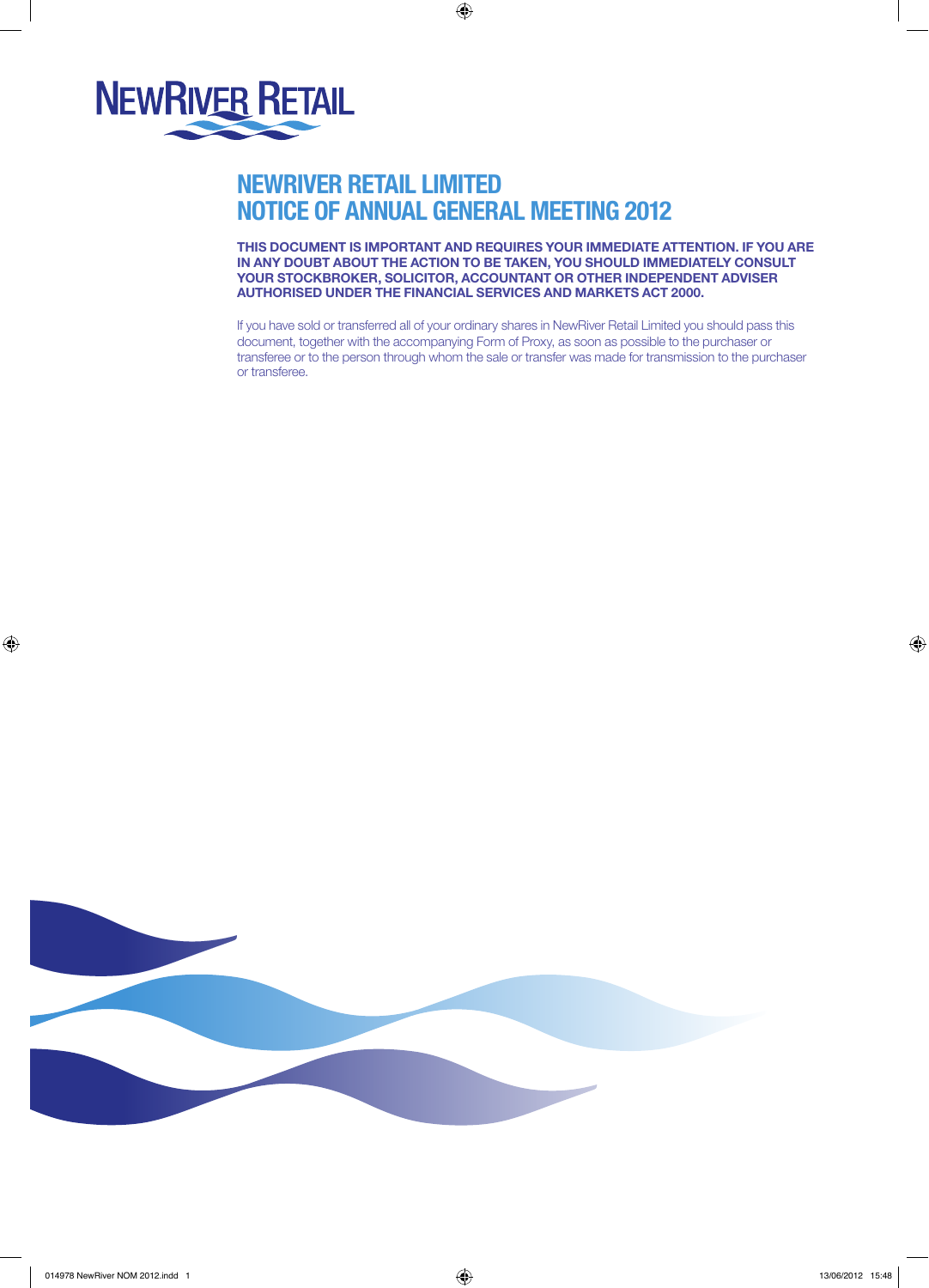# NEWRIVER RETAIL LIMITED
# NOTICE OF ANNUAL GENERAL MEETING 2012

**THIS DOCUMENT IS IMPORTANT AND REQUIRES YOUR IMMEDIATE ATTENTION. IF YOU ARE IN ANY DOUBT ABOUT THE ACTION TO BE TAKEN, YOU SHOULD IMMEDIATELY CONSULT YOUR STOCKBROKER, SOLICITOR, ACCOUNTANT OR OTHER INDEPENDENT ADVISER AUTHORISED UNDER THE FINANCIAL SERVICES AND MARKETS ACT 2000.**

If you have sold or transferred all of your ordinary shares in NewRiver Retail Limited you should pass this document, together with the accompanying Form of Proxy, as soon as possible to the purchaser or transferee or to the person through whom the sale or transfer was made for transmission to the purchaser or transferee.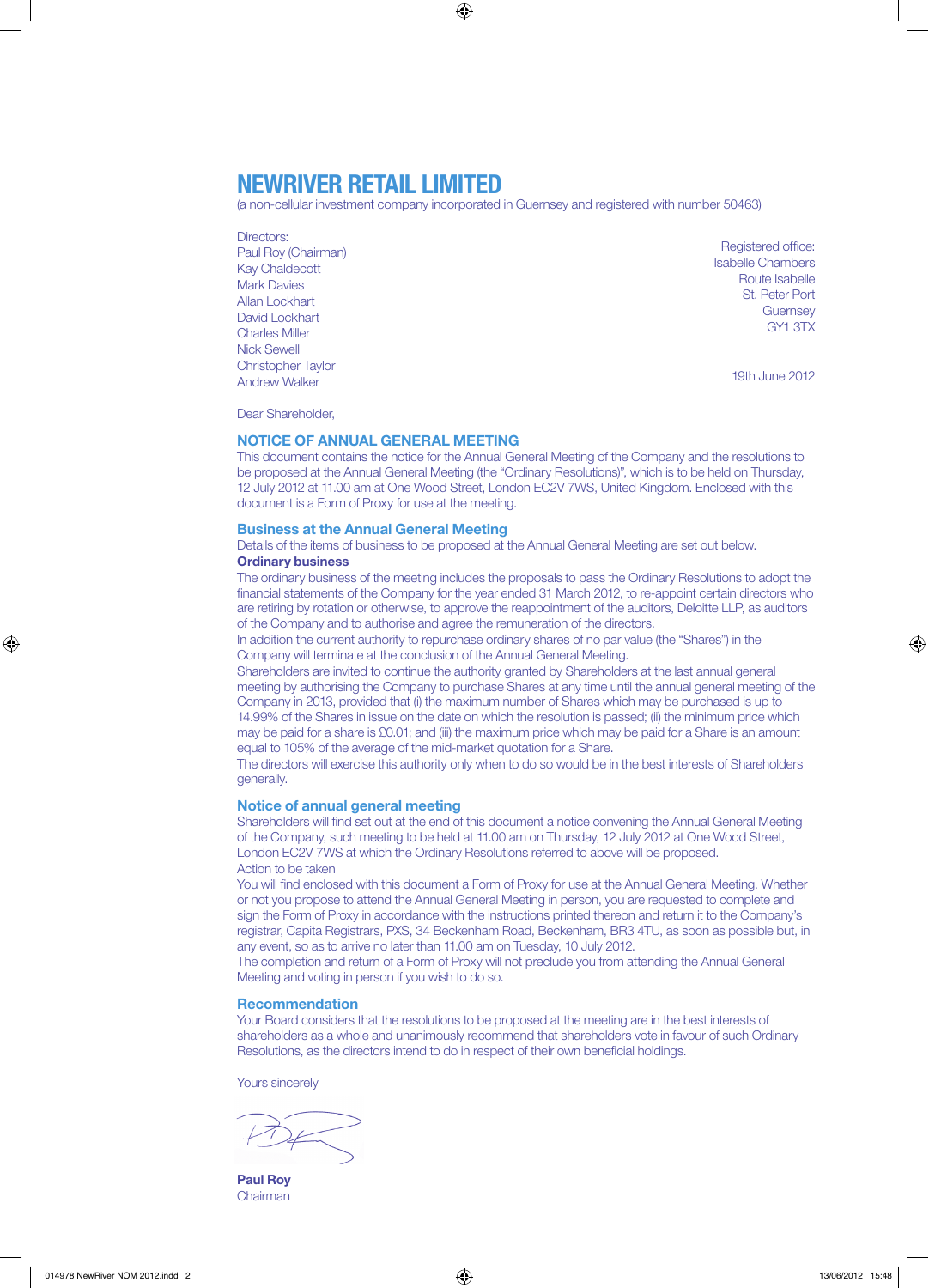# NEWRIVER RETAIL LIMITED

(a non-cellular investment company incorporated in Guernsey and registered with number 50463)

Directors:
Paul Roy (Chairman)
Kay Chaldecott
Mark Davies
Allan Lockhart
David Lockhart
Charles Miller
Nick Sewell
Christopher Taylor
Andrew Walker

Registered office:
Isabelle Chambers
Route Isabelle
St. Peter Port
Guernsey
GY1 3TX

19th June 2012

Dear Shareholder,

## NOTICE OF ANNUAL GENERAL MEETING

This document contains the notice for the Annual General Meeting of the Company and the resolutions to be proposed at the Annual General Meeting (the "Ordinary Resolutions)", which is to be held on Thursday, 12 July 2012 at 11.00 am at One Wood Street, London EC2V 7WS, United Kingdom. Enclosed with this document is a Form of Proxy for use at the meeting.

### Business at the Annual General Meeting

Details of the items of business to be proposed at the Annual General Meeting are set out below.

**Ordinary business**

The ordinary business of the meeting includes the proposals to pass the Ordinary Resolutions to adopt the financial statements of the Company for the year ended 31 March 2012, to re-appoint certain directors who are retiring by rotation or otherwise, to approve the reappointment of the auditors, Deloitte LLP, as auditors of the Company and to authorise and agree the remuneration of the directors.

In addition the current authority to repurchase ordinary shares of no par value (the "Shares") in the Company will terminate at the conclusion of the Annual General Meeting.

Shareholders are invited to continue the authority granted by Shareholders at the last annual general meeting by authorising the Company to purchase Shares at any time until the annual general meeting of the Company in 2013, provided that (i) the maximum number of Shares which may be purchased is up to 14.99% of the Shares in issue on the date on which the resolution is passed; (ii) the minimum price which may be paid for a share is £0.01; and (iii) the maximum price which may be paid for a Share is an amount equal to 105% of the average of the mid-market quotation for a Share.

The directors will exercise this authority only when to do so would be in the best interests of Shareholders generally.

### Notice of annual general meeting

Shareholders will find set out at the end of this document a notice convening the Annual General Meeting of the Company, such meeting to be held at 11.00 am on Thursday, 12 July 2012 at One Wood Street, London EC2V 7WS at which the Ordinary Resolutions referred to above will be proposed.

Action to be taken

You will find enclosed with this document a Form of Proxy for use at the Annual General Meeting. Whether or not you propose to attend the Annual General Meeting in person, you are requested to complete and sign the Form of Proxy in accordance with the instructions printed thereon and return it to the Company's registrar, Capita Registrars, PXS, 34 Beckenham Road, Beckenham, BR3 4TU, as soon as possible but, in any event, so as to arrive no later than 11.00 am on Tuesday, 10 July 2012.

The completion and return of a Form of Proxy will not preclude you from attending the Annual General Meeting and voting in person if you wish to do so.

### Recommendation

Your Board considers that the resolutions to be proposed at the meeting are in the best interests of shareholders as a whole and unanimously recommend that shareholders vote in favour of such Ordinary Resolutions, as the directors intend to do in respect of their own beneficial holdings.

Yours sincerely

**Paul Roy**
Chairman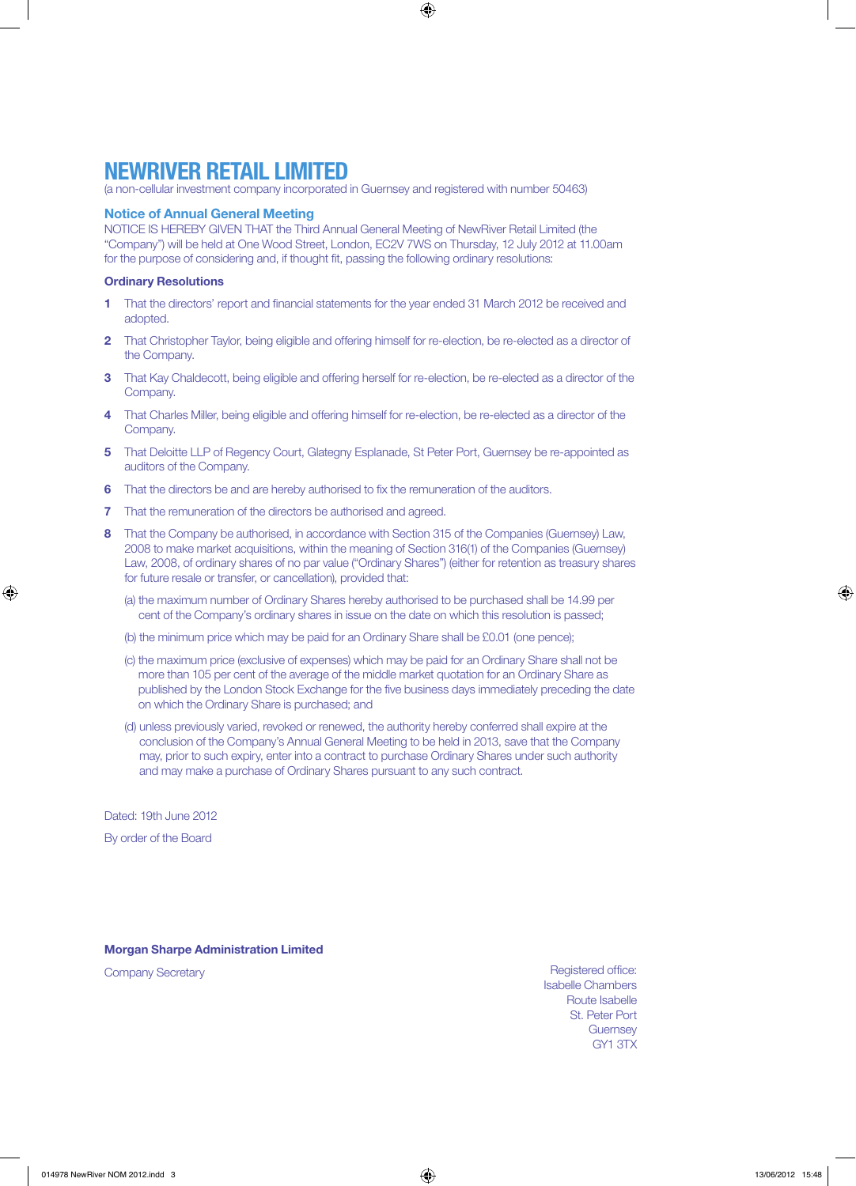# NEWRIVER RETAIL LIMITED

(a non-cellular investment company incorporated in Guernsey and registered with number 50463)

## Notice of Annual General Meeting

NOTICE IS HEREBY GIVEN THAT the Third Annual General Meeting of NewRiver Retail Limited (the "Company") will be held at One Wood Street, London, EC2V 7WS on Thursday, 12 July 2012 at 11.00am for the purpose of considering and, if thought fit, passing the following ordinary resolutions:

### Ordinary Resolutions

1. That the directors' report and financial statements for the year ended 31 March 2012 be received and adopted.
2. That Christopher Taylor, being eligible and offering himself for re-election, be re-elected as a director of the Company.
3. That Kay Chaldecott, being eligible and offering herself for re-election, be re-elected as a director of the Company.
4. That Charles Miller, being eligible and offering himself for re-election, be re-elected as a director of the Company.
5. That Deloitte LLP of Regency Court, Glategny Esplanade, St Peter Port, Guernsey be re-appointed as auditors of the Company.
6. That the directors be and are hereby authorised to fix the remuneration of the auditors.
7. That the remuneration of the directors be authorised and agreed.
8. That the Company be authorised, in accordance with Section 315 of the Companies (Guernsey) Law, 2008 to make market acquisitions, within the meaning of Section 316(1) of the Companies (Guernsey) Law, 2008, of ordinary shares of no par value ("Ordinary Shares") (either for retention as treasury shares for future resale or transfer, or cancellation), provided that:

   (a) the maximum number of Ordinary Shares hereby authorised to be purchased shall be 14.99 per cent of the Company's ordinary shares in issue on the date on which this resolution is passed;

   (b) the minimum price which may be paid for an Ordinary Share shall be £0.01 (one pence);

   (c) the maximum price (exclusive of expenses) which may be paid for an Ordinary Share shall not be more than 105 per cent of the average of the middle market quotation for an Ordinary Share as published by the London Stock Exchange for the five business days immediately preceding the date on which the Ordinary Share is purchased; and

   (d) unless previously varied, revoked or renewed, the authority hereby conferred shall expire at the conclusion of the Company's Annual General Meeting to be held in 2013, save that the Company may, prior to such expiry, enter into a contract to purchase Ordinary Shares under such authority and may make a purchase of Ordinary Shares pursuant to any such contract.

Dated: 19th June 2012

By order of the Board

**Morgan Sharpe Administration Limited**

Company Secretary

Registered office:
Isabelle Chambers
Route Isabelle
St. Peter Port
Guernsey
GY1 3TX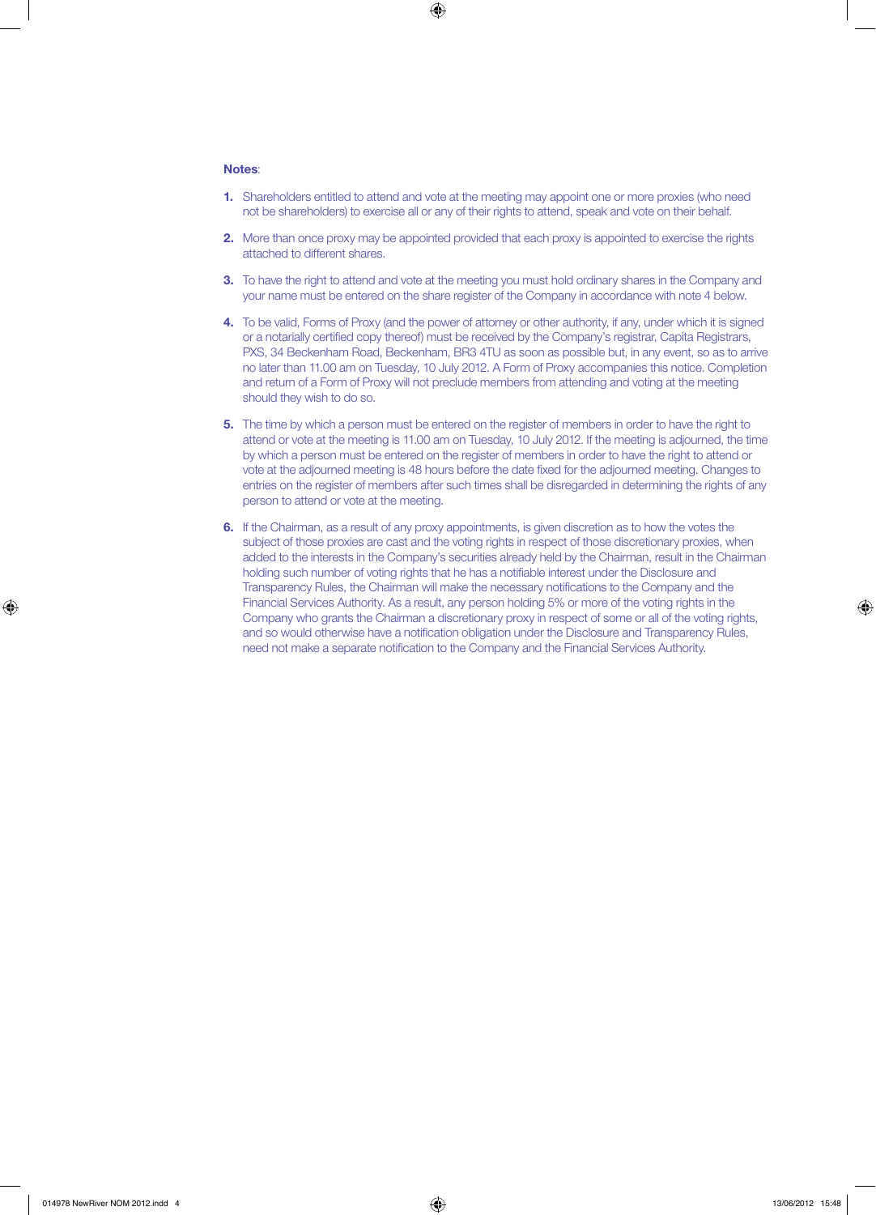**Notes**:

1. Shareholders entitled to attend and vote at the meeting may appoint one or more proxies (who need not be shareholders) to exercise all or any of their rights to attend, speak and vote on their behalf.

2. More than once proxy may be appointed provided that each proxy is appointed to exercise the rights attached to different shares.

3. To have the right to attend and vote at the meeting you must hold ordinary shares in the Company and your name must be entered on the share register of the Company in accordance with note 4 below.

4. To be valid, Forms of Proxy (and the power of attorney or other authority, if any, under which it is signed or a notarially certified copy thereof) must be received by the Company's registrar, Capita Registrars, PXS, 34 Beckenham Road, Beckenham, BR3 4TU as soon as possible but, in any event, so as to arrive no later than 11.00 am on Tuesday, 10 July 2012. A Form of Proxy accompanies this notice. Completion and return of a Form of Proxy will not preclude members from attending and voting at the meeting should they wish to do so.

5. The time by which a person must be entered on the register of members in order to have the right to attend or vote at the meeting is 11.00 am on Tuesday, 10 July 2012. If the meeting is adjourned, the time by which a person must be entered on the register of members in order to have the right to attend or vote at the adjourned meeting is 48 hours before the date fixed for the adjourned meeting. Changes to entries on the register of members after such times shall be disregarded in determining the rights of any person to attend or vote at the meeting.

6. If the Chairman, as a result of any proxy appointments, is given discretion as to how the votes the subject of those proxies are cast and the voting rights in respect of those discretionary proxies, when added to the interests in the Company's securities already held by the Chairman, result in the Chairman holding such number of voting rights that he has a notifiable interest under the Disclosure and Transparency Rules, the Chairman will make the necessary notifications to the Company and the Financial Services Authority. As a result, any person holding 5% or more of the voting rights in the Company who grants the Chairman a discretionary proxy in respect of some or all of the voting rights, and so would otherwise have a notification obligation under the Disclosure and Transparency Rules, need not make a separate notification to the Company and the Financial Services Authority.